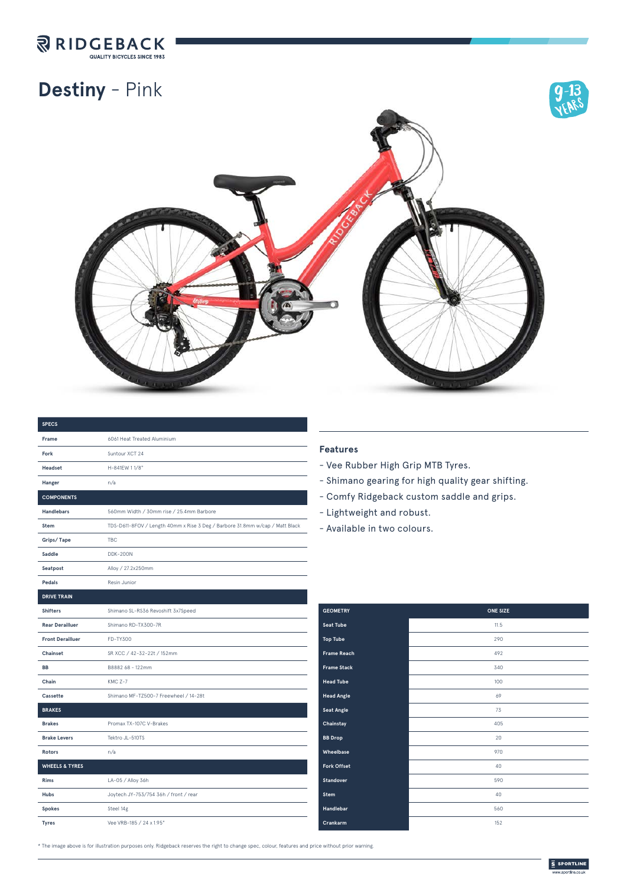RIDGEBACK
QUALITY BICYCLES SINCE 1983

# Destiny - Pink

9-13 YEARS

| SPECS | |
|---|---|
| Frame | 6061 Heat Treated Aluminium |
| Fork | Suntour XCT 24 |
| Headset | H-841EW 1 1/8" |
| Hanger | n/a |
| **COMPONENTS** | |
| Handlebars | 560mm Width / 30mm rise / 25.4mm Barbore |
| Stem | TDS-D611-8FOV / Length 40mm x Rise 3 Deg / Barbore 31.8mm w/cap / Matt Black |
| Grips/ Tape | TBC |
| Saddle | DDK-200N |
| Seatpost | Alloy / 27.2x250mm |
| Pedals | Resin Junior |
| **DRIVE TRAIN** | |
| Shifters | Shimano SL-RS36 Revoshift 3x7Speed |
| Rear Derailluer | Shimano RD-TX300-7R |
| Front Derailluer | FD-TY300 |
| Chainset | SR XCC / 42-32-22t / 152mm |
| BB | B8882 68 - 122mm |
| Chain | KMC Z-7 |
| Cassette | Shimano MF-TZ500-7 Freewheel / 14-28t |
| **BRAKES** | |
| Brakes | Promax TX-107C V-Brakes |
| Brake Levers | Tektro JL-510TS |
| Rotors | n/a |
| **WHEELS & TYRES** | |
| Rims | LA-05 / Alloy 36h |
| Hubs | Joytech JY-753/754 36h / front / rear |
| Spokes | Steel 14g |
| Tyres | Vee VRB-185 / 24 x 1.95" |

## Features

- Vee Rubber High Grip MTB Tyres.
- Shimano gearing for high quality gear shifting.
- Comfy Ridgeback custom saddle and grips.
- Lightweight and robust.
- Available in two colours.

| GEOMETRY | ONE SIZE |
|---|---|
| Seat Tube | 11.5 |
| Top Tube | 290 |
| Frame Reach | 492 |
| Frame Stack | 340 |
| Head Tube | 100 |
| Head Angle | 69 |
| Seat Angle | 73 |
| Chainstay | 405 |
| BB Drop | 20 |
| Wheelbase | 970 |
| Fork Offset | 40 |
| Standover | 590 |
| Stem | 40 |
| Handlebar | 560 |
| Crankarm | 152 |

* The image above is for illustration purposes only. Ridgeback reserves the right to change spec, colour, features and price without prior warning.

SPORTLINE
www.sportline.co.uk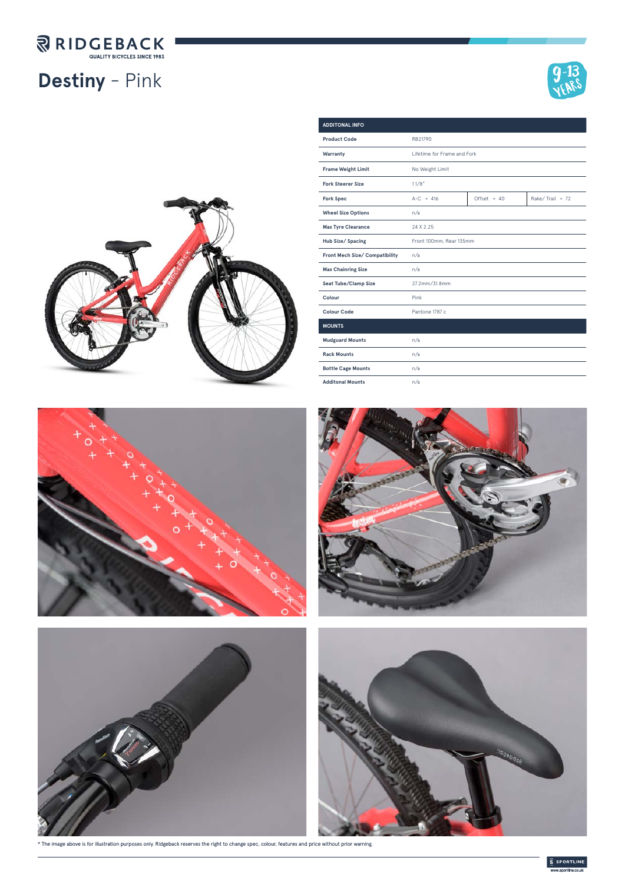# Destiny - Pink

9-13 YEARS

| ADDITONAL INFO | | | |
|---|---|---|---|
| Product Code | RB21790 | | |
| Warranty | Lifetime for Frame and Fork | | |
| Frame Weight Limit | No Weight Limit | | |
| Fork Steerer Size | 1 1/8" | | |
| Fork Spec | A-C = 416 | Offset = 40 | Rake/ Trail = 72 |
| Wheel Size Options | n/a | | |
| Max Tyre Clearance | 24 X 2.25 | | |
| Hub Size/ Spacing | Front 100mm, Rear 135mm | | |
| Front Mech Size/ Compatibility | n/a | | |
| Max Chainring Size | n/a | | |
| Seat Tube/Clamp Size | 27.2mm/31.8mm | | |
| Colour | Pink | | |
| Colour Code | Pantone 1787 c | | |
| **MOUNTS** | | | |
| Mudguard Mounts | n/a | | |
| Rack Mounts | n/a | | |
| Bottle Cage Mounts | n/a | | |
| Additonal Mounts | n/a | | |

* The image above is for illustration purposes only. Ridgeback reserves the right to change spec, colour, features and price without prior warning.